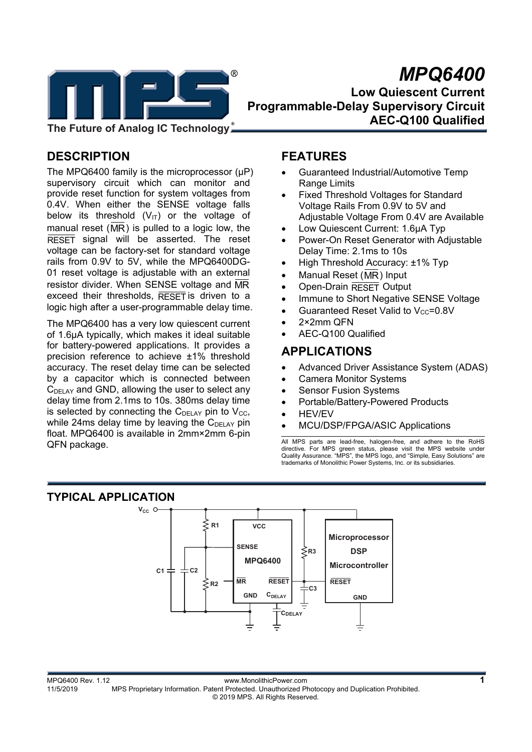# MPQ6400

## Low Quiescent Current Programmable-Delay Supervisory Circuit AEC-Q100 Qualified

## DESCRIPTION

The MPQ6400 family is the microprocessor (μP) supervisory circuit which can monitor and provide reset function for system voltages from 0.4V. When either the SENSE voltage falls below its threshold ($V_{IT}$) or the voltage of manual reset ($\overline{MR}$) is pulled to a logic low, the $\overline{RESET}$ signal will be asserted. The reset voltage can be factory-set for standard voltage rails from 0.9V to 5V, while the MPQ6400DG-01 reset voltage is adjustable with an external resistor divider. When SENSE voltage and $\overline{MR}$ exceed their thresholds, $\overline{RESET}$ is driven to a logic high after a user-programmable delay time.

The MPQ6400 has a very low quiescent current of 1.6μA typically, which makes it ideal suitable for battery-powered applications. It provides a precision reference to achieve ±1% threshold accuracy. The reset delay time can be selected by a capacitor which is connected between $C_{DELAY}$ and GND, allowing the user to select any delay time from 2.1ms to 10s. 380ms delay time is selected by connecting the $C_{DELAY}$ pin to $V_{CC}$, while 24ms delay time by leaving the $C_{DELAY}$ pin float. MPQ6400 is available in 2mm×2mm 6-pin QFN package.

## FEATURES

- Guaranteed Industrial/Automotive Temp Range Limits
- Fixed Threshold Voltages for Standard Voltage Rails From 0.9V to 5V and Adjustable Voltage From 0.4V are Available
- Low Quiescent Current: 1.6μA Typ
- Power-On Reset Generator with Adjustable Delay Time: 2.1ms to 10s
- High Threshold Accuracy: ±1% Typ
- Manual Reset ($\overline{MR}$) Input
- Open-Drain $\overline{RESET}$ Output
- Immune to Short Negative SENSE Voltage
- Guaranteed Reset Valid to $V_{CC}$=0.8V
- 2×2mm QFN
- AEC-Q100 Qualified

## APPLICATIONS

- Advanced Driver Assistance System (ADAS)
- Camera Monitor Systems
- Sensor Fusion Systems
- Portable/Battery-Powered Products
- HEV/EV
- MCU/DSP/FPGA/ASIC Applications

All MPS parts are lead-free, halogen-free, and adhere to the RoHS directive. For MPS green status, please visit the MPS website under Quality Assurance. "MPS", the MPS logo, and "Simple, Easy Solutions" are trademarks of Monolithic Power Systems, Inc. or its subsidiaries.

## TYPICAL APPLICATION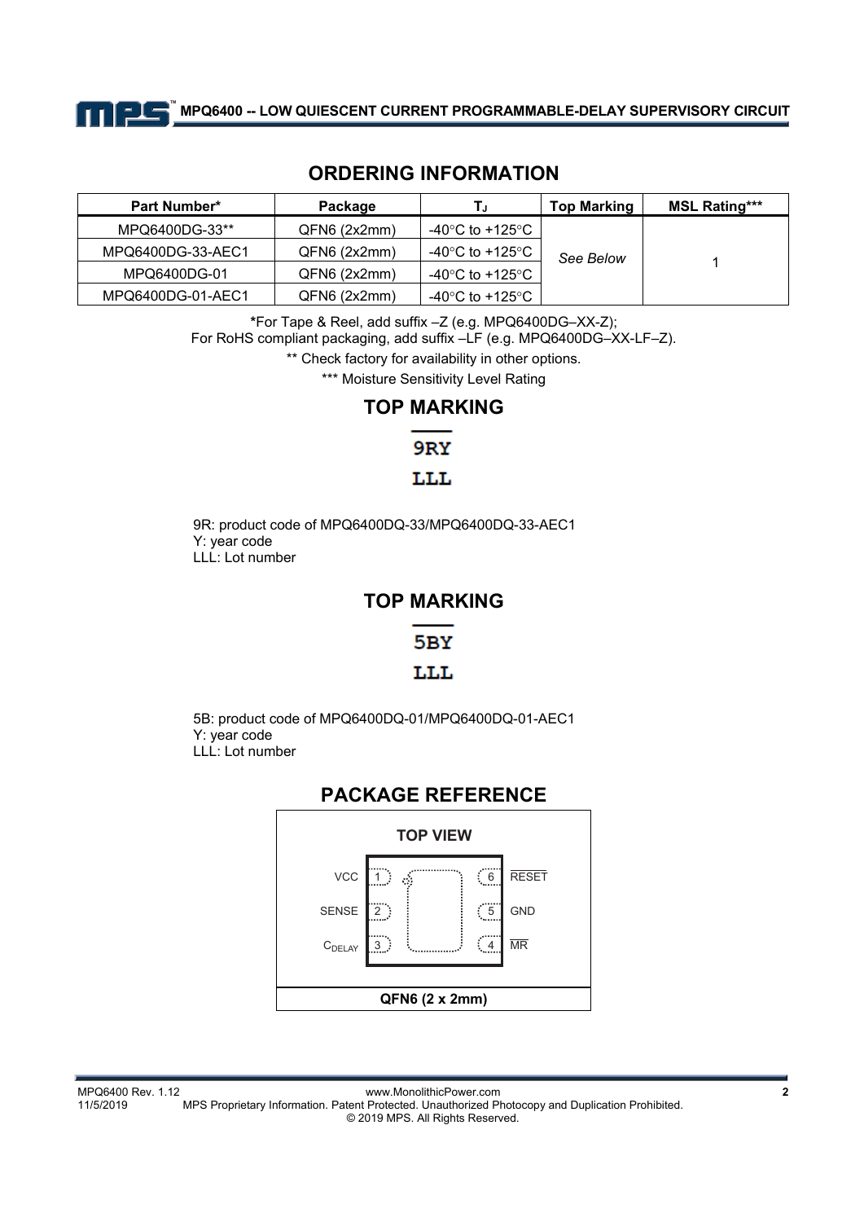## ORDERING INFORMATION

| Part Number* | Package | $T_J$ | Top Marking | MSL Rating*** |
|---|---|---|---|---|
| MPQ6400DG-33** | QFN6 (2x2mm) | -40°C to +125°C | *See Below* | 1 |
| MPQ6400DG-33-AEC1 | QFN6 (2x2mm) | -40°C to +125°C | | |
| MPQ6400DG-01 | QFN6 (2x2mm) | -40°C to +125°C | | |
| MPQ6400DG-01-AEC1 | QFN6 (2x2mm) | -40°C to +125°C | | |

*For Tape & Reel, add suffix –Z (e.g. MPQ6400DG–XX-Z);
For RoHS compliant packaging, add suffix –LF (e.g. MPQ6400DG–XX-LF–Z).

** Check factory for availability in other options.

*** Moisture Sensitivity Level Rating

## TOP MARKING

9RY
LLL

9R: product code of MPQ6400DQ-33/MPQ6400DQ-33-AEC1
Y: year code
LLL: Lot number

## TOP MARKING

5BY
LLL

5B: product code of MPQ6400DQ-01/MPQ6400DQ-01-AEC1
Y: year code
LLL: Lot number

## PACKAGE REFERENCE

TOP VIEW

| Pin | Name | Pin | Name |
|---|---|---|---|
| 1 | VCC | 6 | RESET (active low) |
| 2 | SENSE | 5 | GND |
| 3 | $C_{DELAY}$ | 4 | MR (active low) |

QFN6 (2 x 2mm)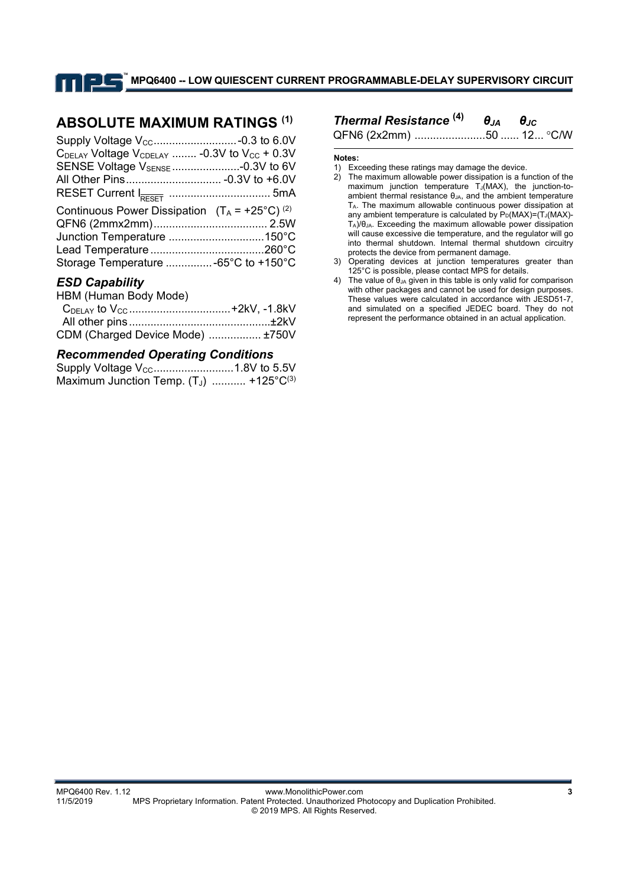## ABSOLUTE MAXIMUM RATINGS (1)

Supply Voltage $V_{CC}$ .......................... -0.3 to 6.0V
$C_{DELAY}$ Voltage $V_{CDELAY}$ ........ -0.3V to $V_{CC}$ + 0.3V
SENSE Voltage $V_{SENSE}$ ......................-0.3V to 6V
All Other Pins............................... -0.3V to +6.0V
RESET Current $I_{\overline{RESET}}$ ................................. 5mA
Continuous Power Dissipation ($T_A$ = +25°C) (2)
QFN6 (2mmx2mm)..................................... 2.5W
Junction Temperature ...............................150°C
Lead Temperature .....................................260°C
Storage Temperature ............... -65°C to +150°C

### ESD Capability

HBM (Human Body Mode)
$C_{DELAY}$ to $V_{CC}$ .................................+2kV, -1.8kV
All other pins.............................................±2kV
CDM (Charged Device Mode) ................. ±750V

### Recommended Operating Conditions

Supply Voltage $V_{CC}$..........................1.8V to 5.5V
Maximum Junction Temp. ($T_J$) ........... +125°C(3)

### Thermal Resistance (4)

| | $\theta_{JA}$ | $\theta_{JC}$ | |
|---|---|---|---|
| QFN6 (2x2mm) | 50 | 12 | °C/W |

**Notes:**

1) Exceeding these ratings may damage the device.
2) The maximum allowable power dissipation is a function of the maximum junction temperature $T_J$(MAX), the junction-to-ambient thermal resistance $\theta_{JA}$, and the ambient temperature $T_A$. The maximum allowable continuous power dissipation at any ambient temperature is calculated by $P_D(MAX)=(T_J(MAX)-T_A)/\theta_{JA}$. Exceeding the maximum allowable power dissipation will cause excessive die temperature, and the regulator will go into thermal shutdown. Internal thermal shutdown circuitry protects the device from permanent damage.
3) Operating devices at junction temperatures greater than 125°C is possible, please contact MPS for details.
4) The value of $\theta_{JA}$ given in this table is only valid for comparison with other packages and cannot be used for design purposes. These values were calculated in accordance with JESD51-7, and simulated on a specified JEDEC board. They do not represent the performance obtained in an actual application.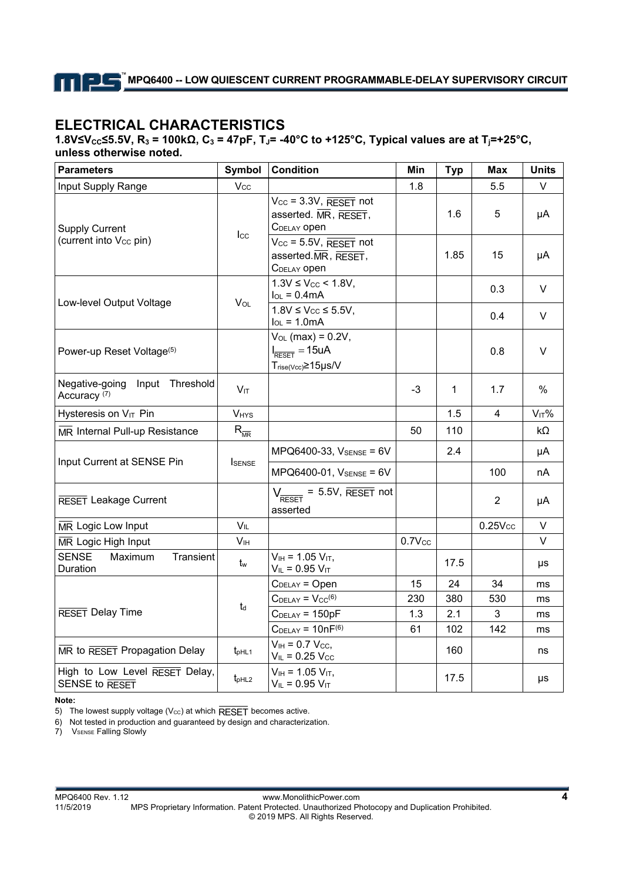## ELECTRICAL CHARACTERISTICS

**1.8V≤$V_{CC}$≤5.5V, $R_3$ = 100kΩ, $C_3$ = 47pF, $T_J$= -40°C to +125°C, Typical values are at $T_j$=+25°C, unless otherwise noted.**

| Parameters | Symbol | Condition | Min | Typ | Max | Units |
|---|---|---|---|---|---|---|
| Input Supply Range | $V_{CC}$ | | 1.8 | | 5.5 | V |
| Supply Current (current into $V_{CC}$ pin) | $I_{CC}$ | $V_{CC}$ = 3.3V, $\overline{RESET}$ not asserted. $\overline{MR}$, $\overline{RESET}$, $C_{DELAY}$ open | | 1.6 | 5 | μA |
| | | $V_{CC}$ = 5.5V, $\overline{RESET}$ not asserted. $\overline{MR}$, $\overline{RESET}$, $C_{DELAY}$ open | | 1.85 | 15 | μA |
| Low-level Output Voltage | $V_{OL}$ | 1.3V ≤ $V_{CC}$ < 1.8V, $I_{OL}$ = 0.4mA | | | 0.3 | V |
| | | 1.8V ≤ $V_{CC}$ ≤ 5.5V, $I_{OL}$ = 1.0mA | | | 0.4 | V |
| Power-up Reset Voltage[5] | | $V_{OL}$ (max) = 0.2V, $I_{\overline{RESET}}$ = 15uA, $T_{rise(Vcc)}$≥15μs/V | | | 0.8 | V |
| Negative-going Input Threshold Accuracy [7] | $V_{IT}$ | | -3 | 1 | 1.7 | % |
| Hysteresis on $V_{IT}$ Pin | $V_{HYS}$ | | | 1.5 | 4 | $V_{IT}$% |
| $\overline{MR}$ Internal Pull-up Resistance | $R_{\overline{MR}}$ | | 50 | 110 | | kΩ |
| Input Current at SENSE Pin | $I_{SENSE}$ | MPQ6400-33, $V_{SENSE}$ = 6V | | 2.4 | | μA |
| | | MPQ6400-01, $V_{SENSE}$ = 6V | | | 100 | nA |
| $\overline{RESET}$ Leakage Current | | $V_{\overline{RESET}}$ = 5.5V, $\overline{RESET}$ not asserted | | | 2 | μA |
| $\overline{MR}$ Logic Low Input | $V_{IL}$ | | | | 0.25$V_{CC}$ | V |
| $\overline{MR}$ Logic High Input | $V_{IH}$ | | 0.7$V_{CC}$ | | | V |
| SENSE Maximum Transient Duration | $t_w$ | $V_{IH}$ = 1.05 $V_{IT}$, $V_{IL}$ = 0.95 $V_{IT}$ | | 17.5 | | μs |
| $\overline{RESET}$ Delay Time | $t_d$ | $C_{DELAY}$ = Open | 15 | 24 | 34 | ms |
| | | $C_{DELAY}$ = $V_{CC}$[6] | 230 | 380 | 530 | ms |
| | | $C_{DELAY}$ = 150pF | 1.3 | 2.1 | 3 | ms |
| | | $C_{DELAY}$ = 10nF[6] | 61 | 102 | 142 | ms |
| $\overline{MR}$ to $\overline{RESET}$ Propagation Delay | $t_{pHL1}$ | $V_{IH}$ = 0.7 $V_{CC}$, $V_{IL}$ = 0.25 $V_{CC}$ | | 160 | | ns |
| High to Low Level $\overline{RESET}$ Delay, SENSE to $\overline{RESET}$ | $t_{pHL2}$ | $V_{IH}$ = 1.05 $V_{IT}$, $V_{IL}$ = 0.95 $V_{IT}$ | | 17.5 | | μs |

**Note:**

5) The lowest supply voltage ($V_{CC}$) at which $\overline{RESET}$ becomes active.

6) Not tested in production and guaranteed by design and characterization.

7) $V_{SENSE}$ Falling Slowly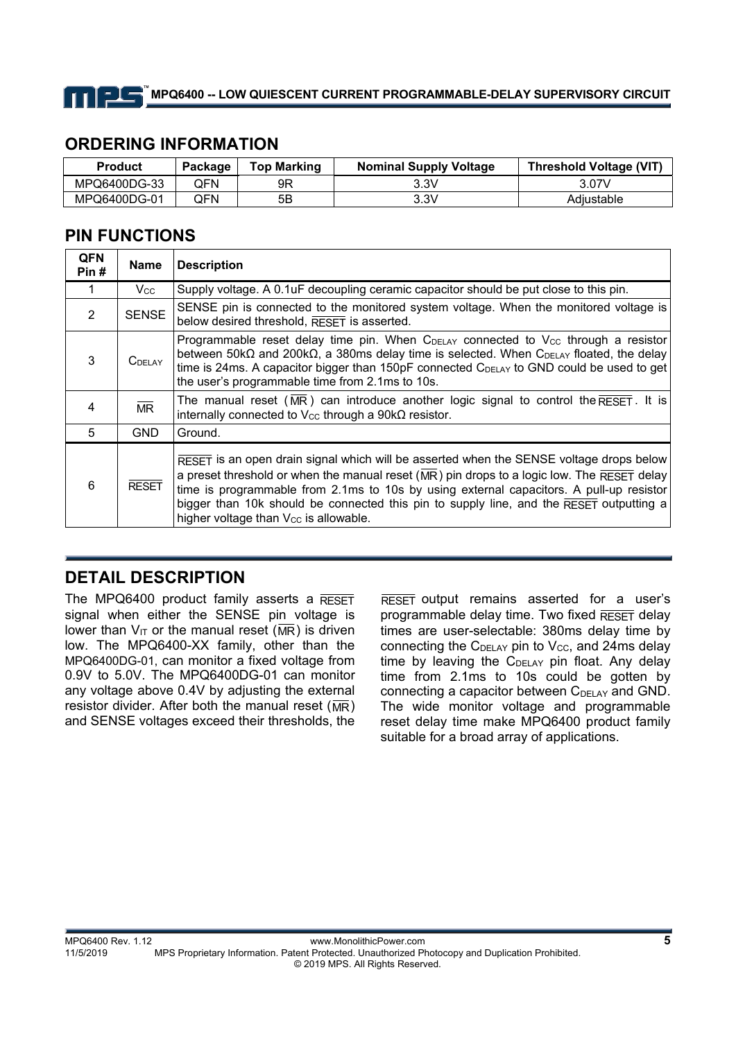## ORDERING INFORMATION

| Product | Package | Top Marking | Nominal Supply Voltage | Threshold Voltage (VIT) |
|---|---|---|---|---|
| MPQ6400DG-33 | QFN | 9R | 3.3V | 3.07V |
| MPQ6400DG-01 | QFN | 5B | 3.3V | Adjustable |

## PIN FUNCTIONS

| QFN Pin # | Name | Description |
|---|---|---|
| 1 | $V_{CC}$ | Supply voltage. A 0.1uF decoupling ceramic capacitor should be put close to this pin. |
| 2 | SENSE | SENSE pin is connected to the monitored system voltage. When the monitored voltage is below desired threshold, $\overline{RESET}$ is asserted. |
| 3 | $C_{DELAY}$ | Programmable reset delay time pin. When $C_{DELAY}$ connected to $V_{CC}$ through a resistor between 50kΩ and 200kΩ, a 380ms delay time is selected. When $C_{DELAY}$ floated, the delay time is 24ms. A capacitor bigger than 150pF connected $C_{DELAY}$ to GND could be used to get the user's programmable time from 2.1ms to 10s. |
| 4 | $\overline{MR}$ | The manual reset ($\overline{MR}$) can introduce another logic signal to control the $\overline{RESET}$. It is internally connected to $V_{CC}$ through a 90kΩ resistor. |
| 5 | GND | Ground. |
| 6 | $\overline{RESET}$ | $\overline{RESET}$ is an open drain signal which will be asserted when the SENSE voltage drops below a preset threshold or when the manual reset ($\overline{MR}$) pin drops to a logic low. The $\overline{RESET}$ delay time is programmable from 2.1ms to 10s by using external capacitors. A pull-up resistor bigger than 10k should be connected this pin to supply line, and the $\overline{RESET}$ outputting a higher voltage than $V_{CC}$ is allowable. |

## DETAIL DESCRIPTION

The MPQ6400 product family asserts a $\overline{RESET}$ signal when either the SENSE pin voltage is lower than $V_{IT}$ or the manual reset ($\overline{MR}$) is driven low. The MPQ6400-XX family, other than the MPQ6400DG-01, can monitor a fixed voltage from 0.9V to 5.0V. The MPQ6400DG-01 can monitor any voltage above 0.4V by adjusting the external resistor divider. After both the manual reset ($\overline{MR}$) and SENSE voltages exceed their thresholds, the $\overline{RESET}$ output remains asserted for a user's programmable delay time. Two fixed $\overline{RESET}$ delay times are user-selectable: 380ms delay time by connecting the $C_{DELAY}$ pin to $V_{CC}$, and 24ms delay time by leaving the $C_{DELAY}$ pin float. Any delay time from 2.1ms to 10s could be gotten by connecting a capacitor between $C_{DELAY}$ and GND. The wide monitor voltage and programmable reset delay time make MPQ6400 product family suitable for a broad array of applications.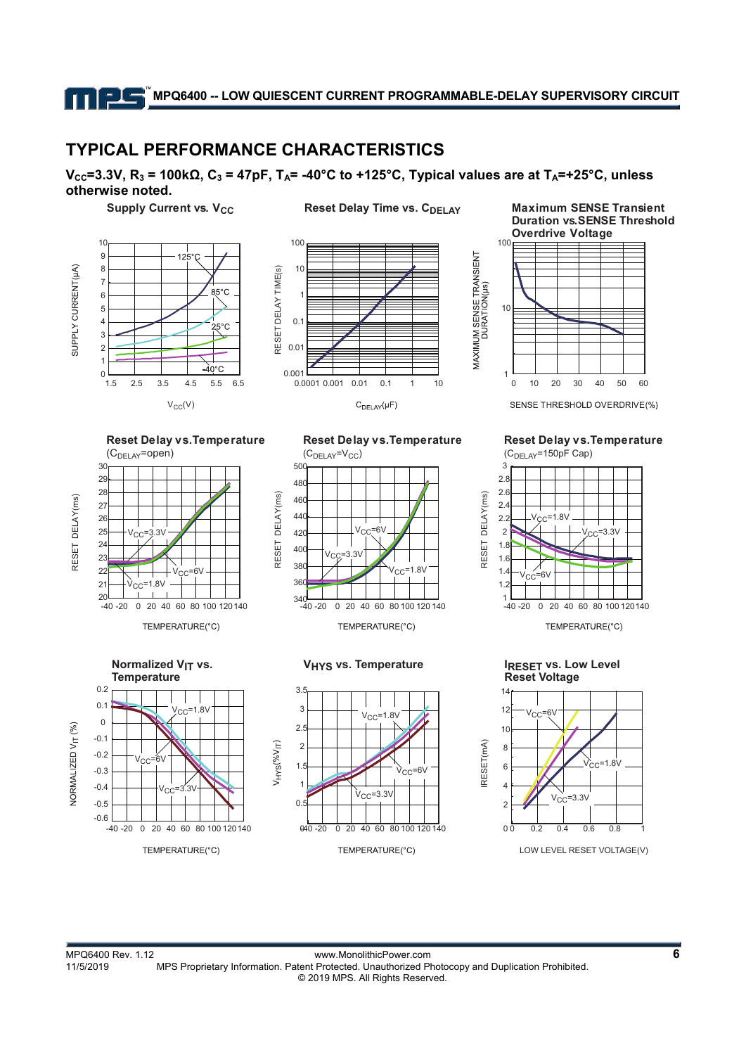## TYPICAL PERFORMANCE CHARACTERISTICS

**$V_{CC}$=3.3V, $R_3$ = 100kΩ, $C_3$ = 47pF, $T_A$= -40°C to +125°C, Typical values are at $T_A$=+25°C, unless otherwise noted.**

**Supply Current vs. $V_{CC}$**

**Reset Delay Time vs. $C_{DELAY}$**

**Maximum SENSE Transient Duration vs. SENSE Threshold Overdrive Voltage**

**Reset Delay vs. Temperature**
($C_{DELAY}$=open)

**Reset Delay vs. Temperature**
($C_{DELAY}$=$V_{CC}$)

**Reset Delay vs. Temperature**
($C_{DELAY}$=150pF Cap)

**Normalized $V_{IT}$ vs. Temperature**

**$V_{HYS}$ vs. Temperature**

**$I_{RESET}$ vs. Low Level Reset Voltage**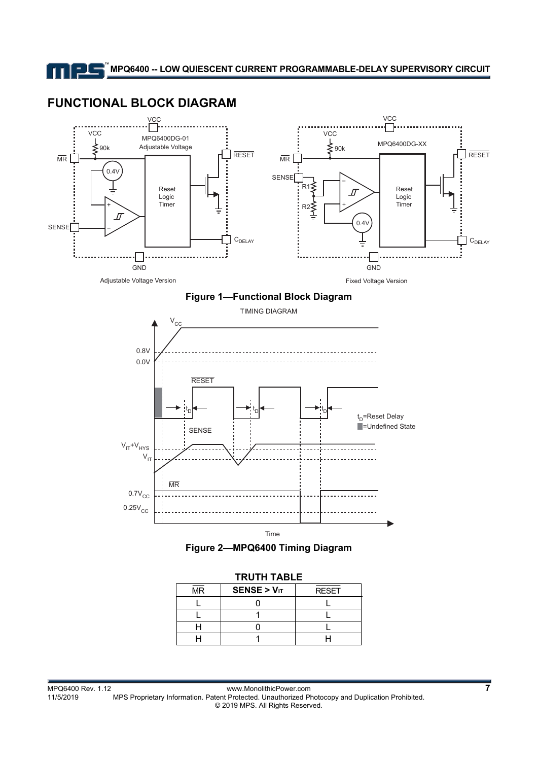## FUNCTIONAL BLOCK DIAGRAM

Figure 1—Functional Block Diagram

Figure 2—MPQ6400 Timing Diagram

**TRUTH TABLE**

| $\overline{MR}$ | SENSE > $V_{IT}$ | $\overline{RESET}$ |
|---|---|---|
| L | 0 | L |
| L | 1 | L |
| H | 0 | L |
| H | 1 | H |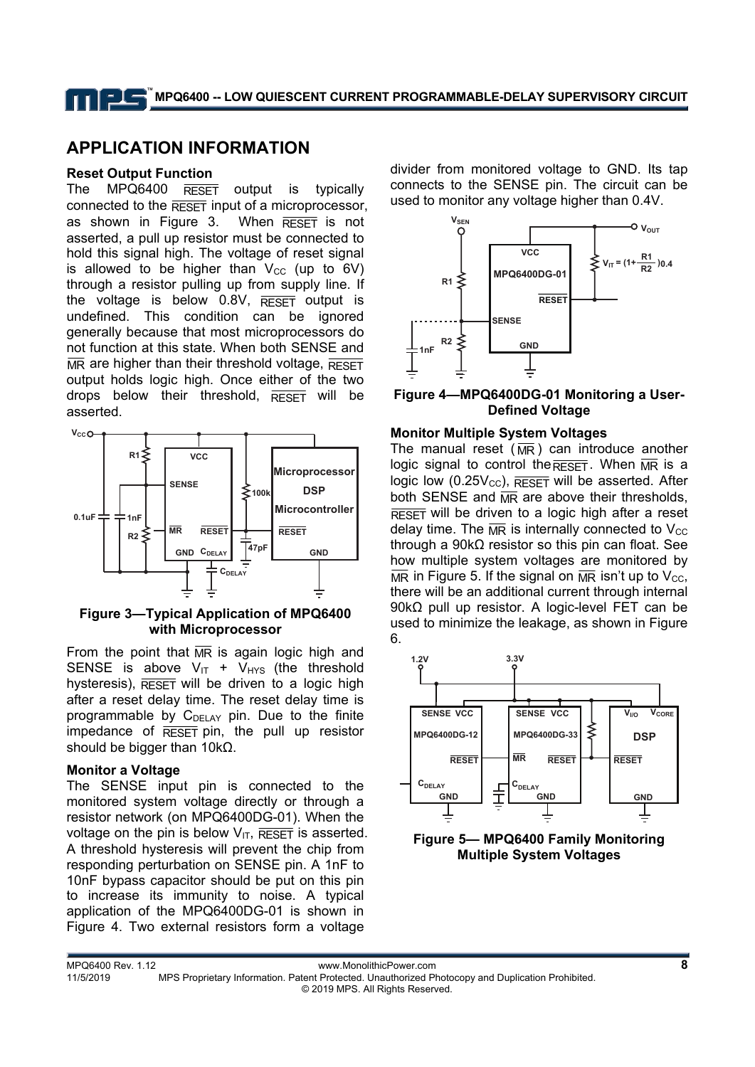## APPLICATION INFORMATION

### Reset Output Function

The MPQ6400 $\overline{RESET}$ output is typically connected to the $\overline{RESET}$ input of a microprocessor, as shown in Figure 3. When $\overline{RESET}$ is not asserted, a pull up resistor must be connected to hold this signal high. The voltage of reset signal is allowed to be higher than $V_{CC}$ (up to 6V) through a resistor pulling up from supply line. If the voltage is below 0.8V, $\overline{RESET}$ output is undefined. This condition can be ignored generally because that most microprocessors do not function at this state. When both SENSE and $\overline{MR}$ are higher than their threshold voltage, $\overline{RESET}$ output holds logic high. Once either of the two drops below their threshold, $\overline{RESET}$ will be asserted.

**Figure 3—Typical Application of MPQ6400 with Microprocessor**

From the point that $\overline{MR}$ is again logic high and SENSE is above $V_{IT}$ + $V_{HYS}$ (the threshold hysteresis), $\overline{RESET}$ will be driven to a logic high after a reset delay time. The reset delay time is programmable by $C_{DELAY}$ pin. Due to the finite impedance of $\overline{RESET}$ pin, the pull up resistor should be bigger than 10kΩ.

### Monitor a Voltage

The SENSE input pin is connected to the monitored system voltage directly or through a resistor network (on MPQ6400DG-01). When the voltage on the pin is below $V_{IT}$, $\overline{RESET}$ is asserted. A threshold hysteresis will prevent the chip from responding perturbation on SENSE pin. A 1nF to 10nF bypass capacitor should be put on this pin to increase its immunity to noise. A typical application of the MPQ6400DG-01 is shown in Figure 4. Two external resistors form a voltage divider from monitored voltage to GND. Its tap connects to the SENSE pin. The circuit can be used to monitor any voltage higher than 0.4V.

$$V_{IT} = \left(1+\frac{R1}{R2}\right)0.4$$

**Figure 4—MPQ6400DG-01 Monitoring a User-Defined Voltage**

### Monitor Multiple System Voltages

The manual reset ($\overline{MR}$) can introduce another logic signal to control the $\overline{RESET}$. When $\overline{MR}$ is a logic low ($0.25V_{CC}$), $\overline{RESET}$ will be asserted. After both SENSE and $\overline{MR}$ are above their thresholds, $\overline{RESET}$ will be driven to a logic high after a reset delay time. The $\overline{MR}$ is internally connected to $V_{CC}$ through a 90kΩ resistor so this pin can float. See how multiple system voltages are monitored by $\overline{MR}$ in Figure 5. If the signal on $\overline{MR}$ isn't up to $V_{CC}$, there will be an additional current through internal 90kΩ pull up resistor. A logic-level FET can be used to minimize the leakage, as shown in Figure 6.

**Figure 5— MPQ6400 Family Monitoring Multiple System Voltages**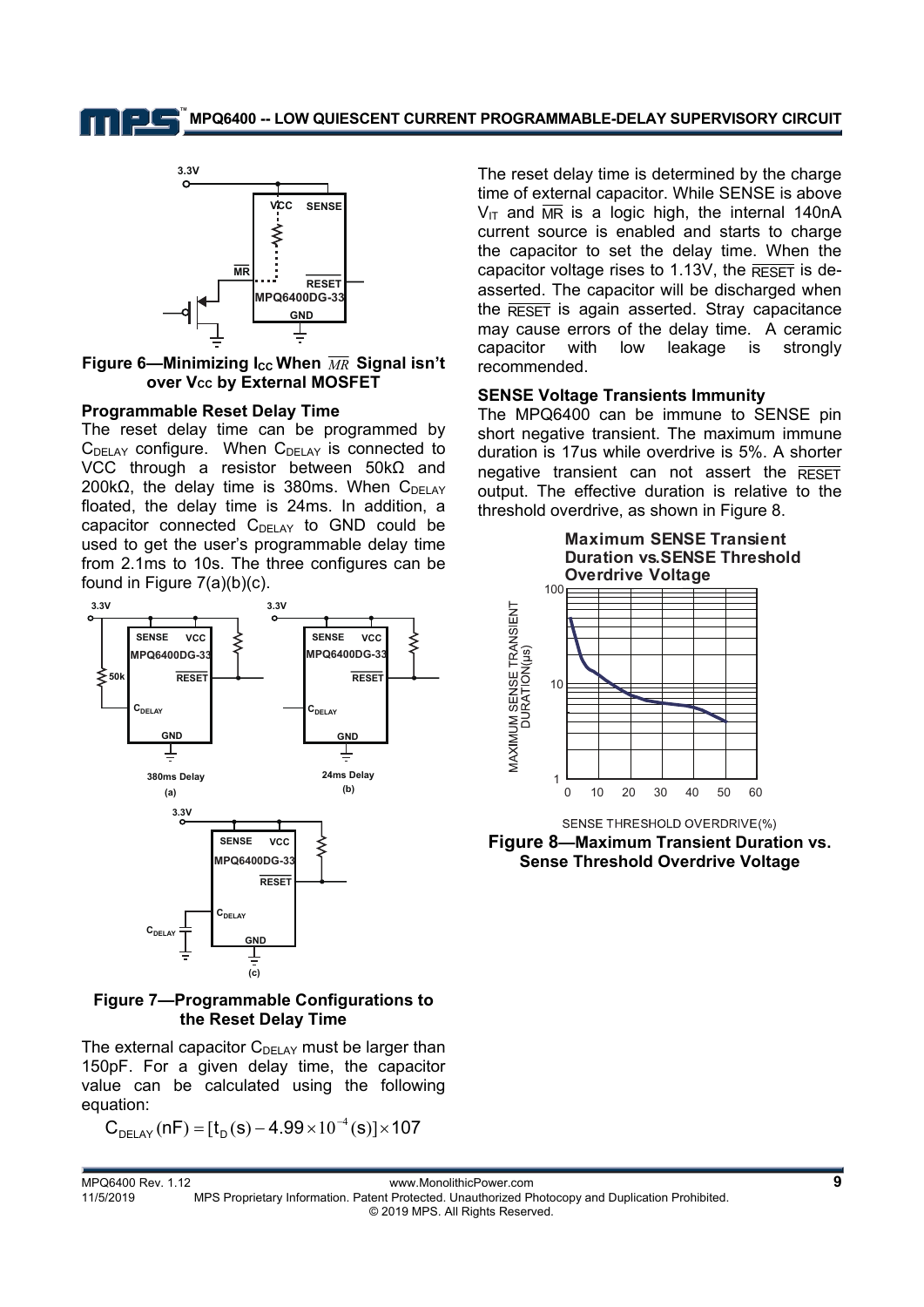Figure 6—Minimizing $I_{CC}$ When $\overline{MR}$ Signal isn't over $V_{CC}$ by External MOSFET

### Programmable Reset Delay Time

The reset delay time can be programmed by $C_{DELAY}$ configure. When $C_{DELAY}$ is connected to VCC through a resistor between 50kΩ and 200kΩ, the delay time is 380ms. When $C_{DELAY}$ floated, the delay time is 24ms. In addition, a capacitor connected $C_{DELAY}$ to GND could be used to get the user's programmable delay time from 2.1ms to 10s. The three configures can be found in Figure 7(a)(b)(c).

Figure 7—Programmable Configurations to the Reset Delay Time

The external capacitor $C_{DELAY}$ must be larger than 150pF. For a given delay time, the capacitor value can be calculated using the following equation:

$$C_{DELAY}(nF) = [t_D(s) - 4.99 \times 10^{-4}(s)] \times 107$$

The reset delay time is determined by the charge time of external capacitor. While SENSE is above $V_{IT}$ and $\overline{MR}$ is a logic high, the internal 140nA current source is enabled and starts to charge the capacitor to set the delay time. When the capacitor voltage rises to 1.13V, the $\overline{RESET}$ is de-asserted. The capacitor will be discharged when the $\overline{RESET}$ is again asserted. Stray capacitance may cause errors of the delay time. A ceramic capacitor with low leakage is strongly recommended.

### SENSE Voltage Transients Immunity

The MPQ6400 can be immune to SENSE pin short negative transient. The maximum immune duration is 17us while overdrive is 5%. A shorter negative transient can not assert the $\overline{RESET}$ output. The effective duration is relative to the threshold overdrive, as shown in Figure 8.

Figure 8—Maximum Transient Duration vs. Sense Threshold Overdrive Voltage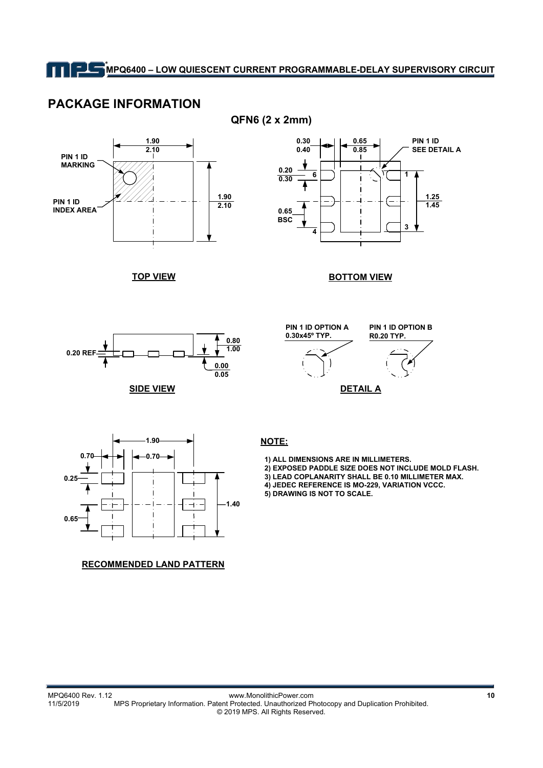# PACKAGE INFORMATION

## QFN6 (2 x 2mm)

**TOP VIEW**

PIN 1 ID MARKING

PIN 1 ID INDEX AREA

1.90 / 2.10

1.90 / 2.10

**BOTTOM VIEW**

0.30 / 0.40

0.65 / 0.85

PIN 1 ID SEE DETAIL A

0.20 / 0.30

0.65 BSC

1.25 / 1.45

**SIDE VIEW**

0.20 REF

0.80 / 1.00

0.00 / 0.05

**DETAIL A**

PIN 1 ID OPTION A 0.30x45º TYP.

PIN 1 ID OPTION B R0.20 TYP.

**RECOMMENDED LAND PATTERN**

1.90

0.70

0.70

0.25

0.65

1.40

**NOTE:**

1) ALL DIMENSIONS ARE IN MILLIMETERS.
2) EXPOSED PADDLE SIZE DOES NOT INCLUDE MOLD FLASH.
3) LEAD COPLANARITY SHALL BE 0.10 MILLIMETER MAX.
4) JEDEC REFERENCE IS MO-229, VARIATION VCCC.
5) DRAWING IS NOT TO SCALE.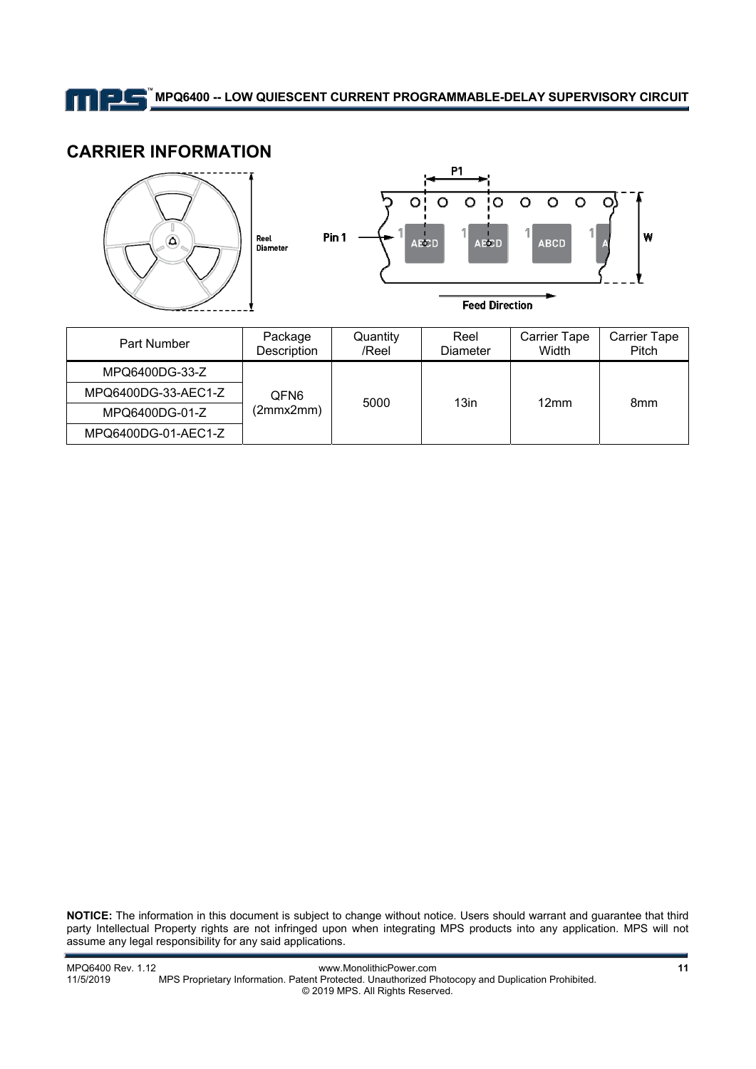## CARRIER INFORMATION

Reel Diameter

P1

Pin 1

W

Feed Direction

| Part Number | Package Description | Quantity /Reel | Reel Diameter | Carrier Tape Width | Carrier Tape Pitch |
|---|---|---|---|---|---|
| MPQ6400DG-33-Z | QFN6 (2mmx2mm) | 5000 | 13in | 12mm | 8mm |
| MPQ6400DG-33-AEC1-Z | | | | | |
| MPQ6400DG-01-Z | | | | | |
| MPQ6400DG-01-AEC1-Z | | | | | |

**NOTICE:** The information in this document is subject to change without notice. Users should warrant and guarantee that third party Intellectual Property rights are not infringed upon when integrating MPS products into any application. MPS will not assume any legal responsibility for any said applications.